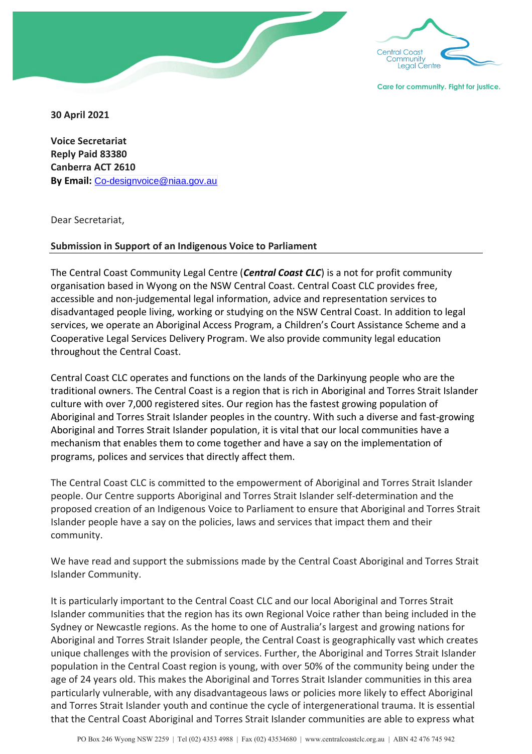Central Coast Community Legal Centre

Care for community. Fight for justice.

**30 April 2021**

**Voice Secretariat**
**Reply Paid 83380**
**Canberra ACT 2610**
**By Email:** Co-designvoice@niaa.gov.au

Dear Secretariat,

**Submission in Support of an Indigenous Voice to Parliament**

The Central Coast Community Legal Centre (***Central Coast CLC***) is a not for profit community organisation based in Wyong on the NSW Central Coast. Central Coast CLC provides free, accessible and non-judgemental legal information, advice and representation services to disadvantaged people living, working or studying on the NSW Central Coast. In addition to legal services, we operate an Aboriginal Access Program, a Children's Court Assistance Scheme and a Cooperative Legal Services Delivery Program. We also provide community legal education throughout the Central Coast.

Central Coast CLC operates and functions on the lands of the Darkinyung people who are the traditional owners. The Central Coast is a region that is rich in Aboriginal and Torres Strait Islander culture with over 7,000 registered sites. Our region has the fastest growing population of Aboriginal and Torres Strait Islander peoples in the country. With such a diverse and fast-growing Aboriginal and Torres Strait Islander population, it is vital that our local communities have a mechanism that enables them to come together and have a say on the implementation of programs, polices and services that directly affect them.

The Central Coast CLC is committed to the empowerment of Aboriginal and Torres Strait Islander people. Our Centre supports Aboriginal and Torres Strait Islander self-determination and the proposed creation of an Indigenous Voice to Parliament to ensure that Aboriginal and Torres Strait Islander people have a say on the policies, laws and services that impact them and their community.

We have read and support the submissions made by the Central Coast Aboriginal and Torres Strait Islander Community.

It is particularly important to the Central Coast CLC and our local Aboriginal and Torres Strait Islander communities that the region has its own Regional Voice rather than being included in the Sydney or Newcastle regions. As the home to one of Australia's largest and growing nations for Aboriginal and Torres Strait Islander people, the Central Coast is geographically vast which creates unique challenges with the provision of services. Further, the Aboriginal and Torres Strait Islander population in the Central Coast region is young, with over 50% of the community being under the age of 24 years old. This makes the Aboriginal and Torres Strait Islander communities in this area particularly vulnerable, with any disadvantageous laws or policies more likely to effect Aboriginal and Torres Strait Islander youth and continue the cycle of intergenerational trauma. It is essential that the Central Coast Aboriginal and Torres Strait Islander communities are able to express what

PO Box 246 Wyong NSW 2259 | Tel (02) 4353 4988 | Fax (02) 43534680 | www.centralcoastclc.org.au | ABN 42 476 745 942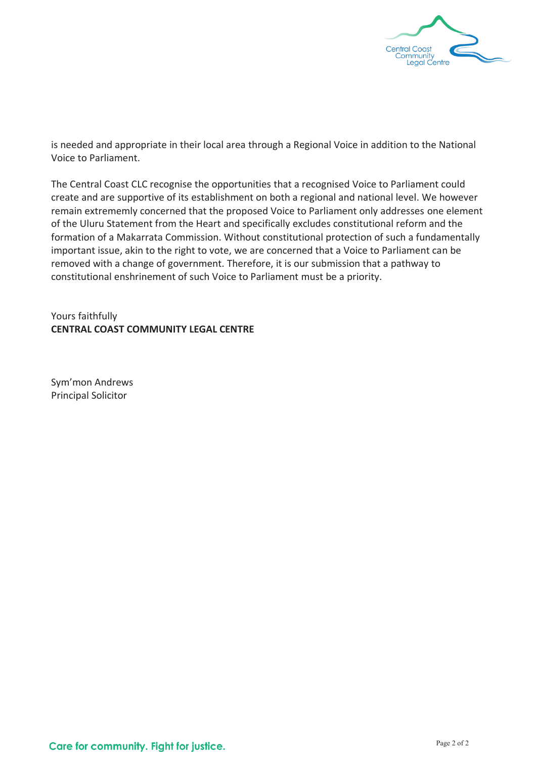is needed and appropriate in their local area through a Regional Voice in addition to the National Voice to Parliament.

The Central Coast CLC recognise the opportunities that a recognised Voice to Parliament could create and are supportive of its establishment on both a regional and national level. We however remain extrememly concerned that the proposed Voice to Parliament only addresses one element of the Uluru Statement from the Heart and specifically excludes constitutional reform and the formation of a Makarrata Commission. Without constitutional protection of such a fundamentally important issue, akin to the right to vote, we are concerned that a Voice to Parliament can be removed with a change of government. Therefore, it is our submission that a pathway to constitutional enshrinement of such Voice to Parliament must be a priority.

Yours faithfully
**CENTRAL COAST COMMUNITY LEGAL CENTRE**

Sym'mon Andrews
Principal Solicitor